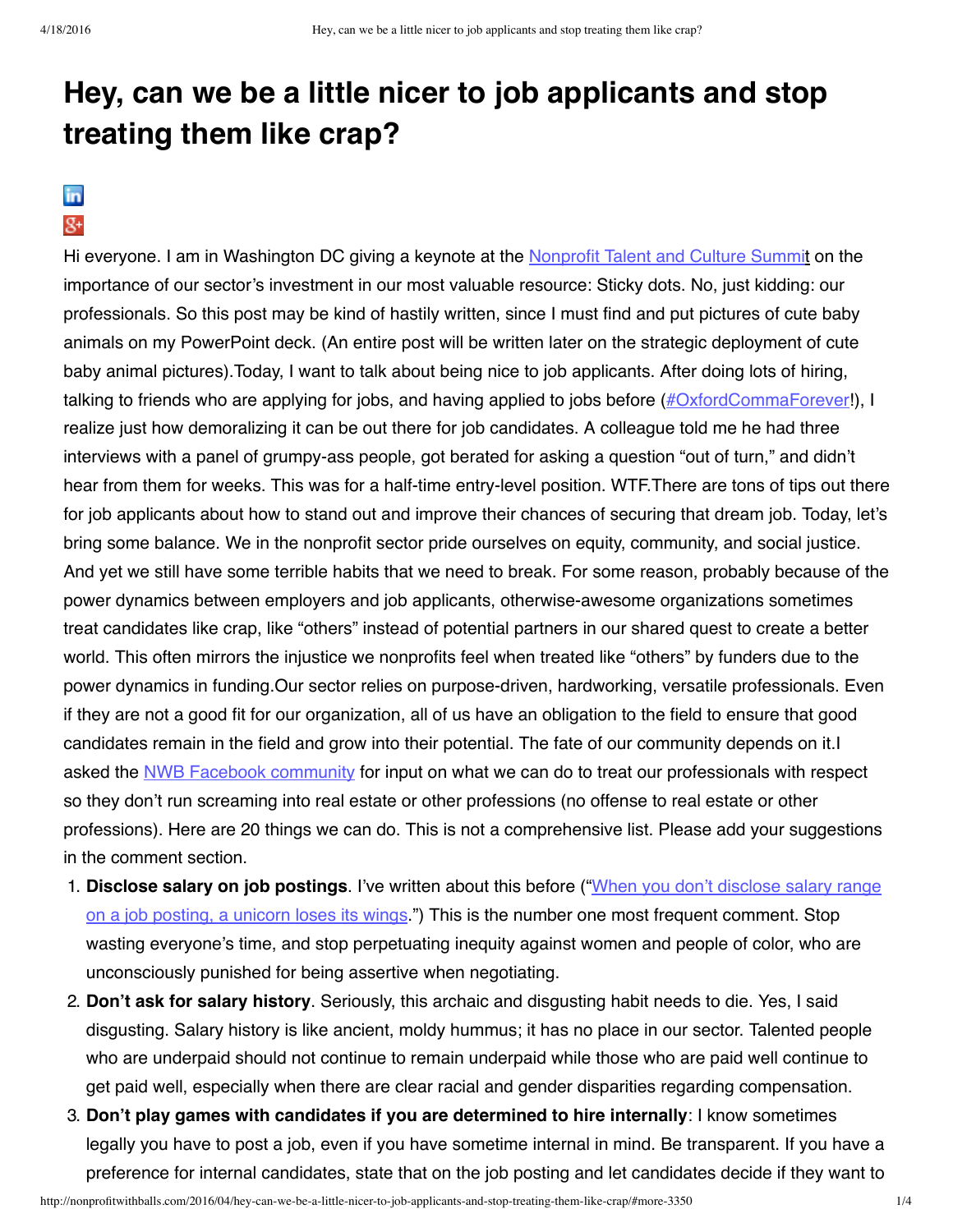# Hey, can we be a little nicer to job applicants and stop treating them like crap?

Hi everyone. I am in Washington DC giving a keynote at the Nonprofit Talent and Culture Summit on the importance of our sector's investment in our most valuable resource: Sticky dots. No, just kidding: our professionals. So this post may be kind of hastily written, since I must find and put pictures of cute baby animals on my PowerPoint deck. (An entire post will be written later on the strategic deployment of cute baby animal pictures).Today, I want to talk about being nice to job applicants. After doing lots of hiring, talking to friends who are applying for jobs, and having applied to jobs before (#OxfordCommaForever!), I realize just how demoralizing it can be out there for job candidates. A colleague told me he had three interviews with a panel of grumpy-ass people, got berated for asking a question "out of turn," and didn't hear from them for weeks. This was for a half-time entry-level position. WTF.There are tons of tips out there for job applicants about how to stand out and improve their chances of securing that dream job. Today, let's bring some balance. We in the nonprofit sector pride ourselves on equity, community, and social justice. And yet we still have some terrible habits that we need to break. For some reason, probably because of the power dynamics between employers and job applicants, otherwise-awesome organizations sometimes treat candidates like crap, like "others" instead of potential partners in our shared quest to create a better world. This often mirrors the injustice we nonprofits feel when treated like "others" by funders due to the power dynamics in funding.Our sector relies on purpose-driven, hardworking, versatile professionals. Even if they are not a good fit for our organization, all of us have an obligation to the field to ensure that good candidates remain in the field and grow into their potential. The fate of our community depends on it.I asked the NWB Facebook community for input on what we can do to treat our professionals with respect so they don't run screaming into real estate or other professions (no offense to real estate or other professions). Here are 20 things we can do. This is not a comprehensive list. Please add your suggestions in the comment section.

1. **Disclose salary on job postings**. I've written about this before ("When you don't disclose salary range on a job posting, a unicorn loses its wings.") This is the number one most frequent comment. Stop wasting everyone's time, and stop perpetuating inequity against women and people of color, who are unconsciously punished for being assertive when negotiating.
2. **Don't ask for salary history**. Seriously, this archaic and disgusting habit needs to die. Yes, I said disgusting. Salary history is like ancient, moldy hummus; it has no place in our sector. Talented people who are underpaid should not continue to remain underpaid while those who are paid well continue to get paid well, especially when there are clear racial and gender disparities regarding compensation.
3. **Don't play games with candidates if you are determined to hire internally**: I know sometimes legally you have to post a job, even if you have sometime internal in mind. Be transparent. If you have a preference for internal candidates, state that on the job posting and let candidates decide if they want to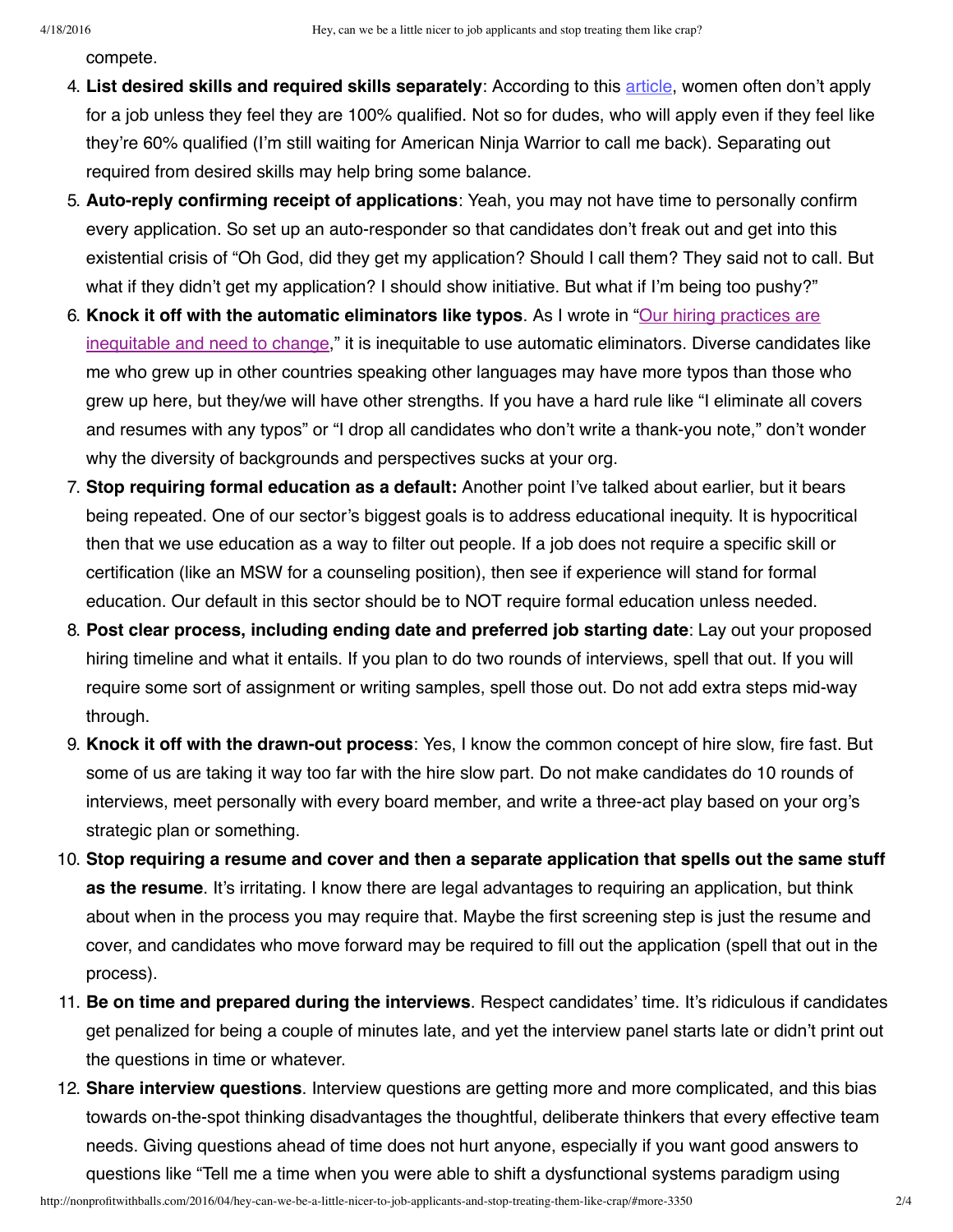compete.

4. **List desired skills and required skills separately**: According to this [article](), women often don't apply for a job unless they feel they are 100% qualified. Not so for dudes, who will apply even if they feel like they're 60% qualified (I'm still waiting for American Ninja Warrior to call me back). Separating out required from desired skills may help bring some balance.
5. **Auto-reply confirming receipt of applications**: Yeah, you may not have time to personally confirm every application. So set up an auto-responder so that candidates don't freak out and get into this existential crisis of "Oh God, did they get my application? Should I call them? They said not to call. But what if they didn't get my application? I should show initiative. But what if I'm being too pushy?"
6. **Knock it off with the automatic eliminators like typos**. As I wrote in "[Our hiring practices are inequitable and need to change]()," it is inequitable to use automatic eliminators. Diverse candidates like me who grew up in other countries speaking other languages may have more typos than those who grew up here, but they/we will have other strengths. If you have a hard rule like "I eliminate all covers and resumes with any typos" or "I drop all candidates who don't write a thank-you note," don't wonder why the diversity of backgrounds and perspectives sucks at your org.
7. **Stop requiring formal education as a default:** Another point I've talked about earlier, but it bears being repeated. One of our sector's biggest goals is to address educational inequity. It is hypocritical then that we use education as a way to filter out people. If a job does not require a specific skill or certification (like an MSW for a counseling position), then see if experience will stand for formal education. Our default in this sector should be to NOT require formal education unless needed.
8. **Post clear process, including ending date and preferred job starting date**: Lay out your proposed hiring timeline and what it entails. If you plan to do two rounds of interviews, spell that out. If you will require some sort of assignment or writing samples, spell those out. Do not add extra steps mid-way through.
9. **Knock it off with the drawn-out process**: Yes, I know the common concept of hire slow, fire fast. But some of us are taking it way too far with the hire slow part. Do not make candidates do 10 rounds of interviews, meet personally with every board member, and write a three-act play based on your org's strategic plan or something.
10. **Stop requiring a resume and cover and then a separate application that spells out the same stuff as the resume**. It's irritating. I know there are legal advantages to requiring an application, but think about when in the process you may require that. Maybe the first screening step is just the resume and cover, and candidates who move forward may be required to fill out the application (spell that out in the process).
11. **Be on time and prepared during the interviews**. Respect candidates' time. It's ridiculous if candidates get penalized for being a couple of minutes late, and yet the interview panel starts late or didn't print out the questions in time or whatever.
12. **Share interview questions**. Interview questions are getting more and more complicated, and this bias towards on-the-spot thinking disadvantages the thoughtful, deliberate thinkers that every effective team needs. Giving questions ahead of time does not hurt anyone, especially if you want good answers to questions like "Tell me a time when you were able to shift a dysfunctional systems paradigm using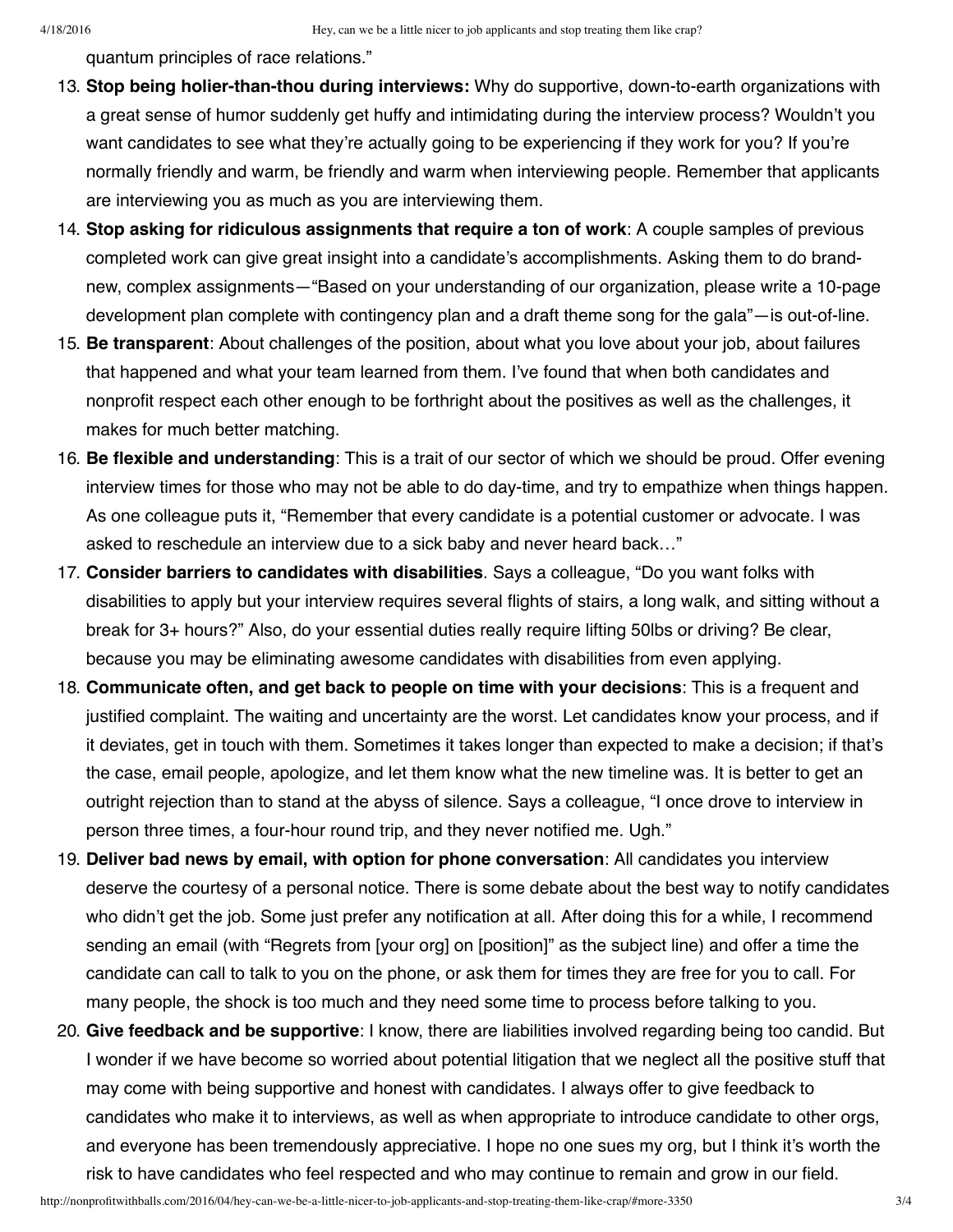quantum principles of race relations."

13. **Stop being holier-than-thou during interviews:** Why do supportive, down-to-earth organizations with a great sense of humor suddenly get huffy and intimidating during the interview process? Wouldn't you want candidates to see what they're actually going to be experiencing if they work for you? If you're normally friendly and warm, be friendly and warm when interviewing people. Remember that applicants are interviewing you as much as you are interviewing them.
14. **Stop asking for ridiculous assignments that require a ton of work**: A couple samples of previous completed work can give great insight into a candidate's accomplishments. Asking them to do brand-new, complex assignments—"Based on your understanding of our organization, please write a 10-page development plan complete with contingency plan and a draft theme song for the gala"—is out-of-line.
15. **Be transparent**: About challenges of the position, about what you love about your job, about failures that happened and what your team learned from them. I've found that when both candidates and nonprofit respect each other enough to be forthright about the positives as well as the challenges, it makes for much better matching.
16. **Be flexible and understanding**: This is a trait of our sector of which we should be proud. Offer evening interview times for those who may not be able to do day-time, and try to empathize when things happen. As one colleague puts it, "Remember that every candidate is a potential customer or advocate. I was asked to reschedule an interview due to a sick baby and never heard back…"
17. **Consider barriers to candidates with disabilities**. Says a colleague, "Do you want folks with disabilities to apply but your interview requires several flights of stairs, a long walk, and sitting without a break for 3+ hours?" Also, do your essential duties really require lifting 50lbs or driving? Be clear, because you may be eliminating awesome candidates with disabilities from even applying.
18. **Communicate often, and get back to people on time with your decisions**: This is a frequent and justified complaint. The waiting and uncertainty are the worst. Let candidates know your process, and if it deviates, get in touch with them. Sometimes it takes longer than expected to make a decision; if that's the case, email people, apologize, and let them know what the new timeline was. It is better to get an outright rejection than to stand at the abyss of silence. Says a colleague, "I once drove to interview in person three times, a four-hour round trip, and they never notified me. Ugh."
19. **Deliver bad news by email, with option for phone conversation**: All candidates you interview deserve the courtesy of a personal notice. There is some debate about the best way to notify candidates who didn't get the job. Some just prefer any notification at all. After doing this for a while, I recommend sending an email (with "Regrets from [your org] on [position]" as the subject line) and offer a time the candidate can call to talk to you on the phone, or ask them for times they are free for you to call. For many people, the shock is too much and they need some time to process before talking to you.
20. **Give feedback and be supportive**: I know, there are liabilities involved regarding being too candid. But I wonder if we have become so worried about potential litigation that we neglect all the positive stuff that may come with being supportive and honest with candidates. I always offer to give feedback to candidates who make it to interviews, as well as when appropriate to introduce candidate to other orgs, and everyone has been tremendously appreciative. I hope no one sues my org, but I think it's worth the risk to have candidates who feel respected and who may continue to remain and grow in our field.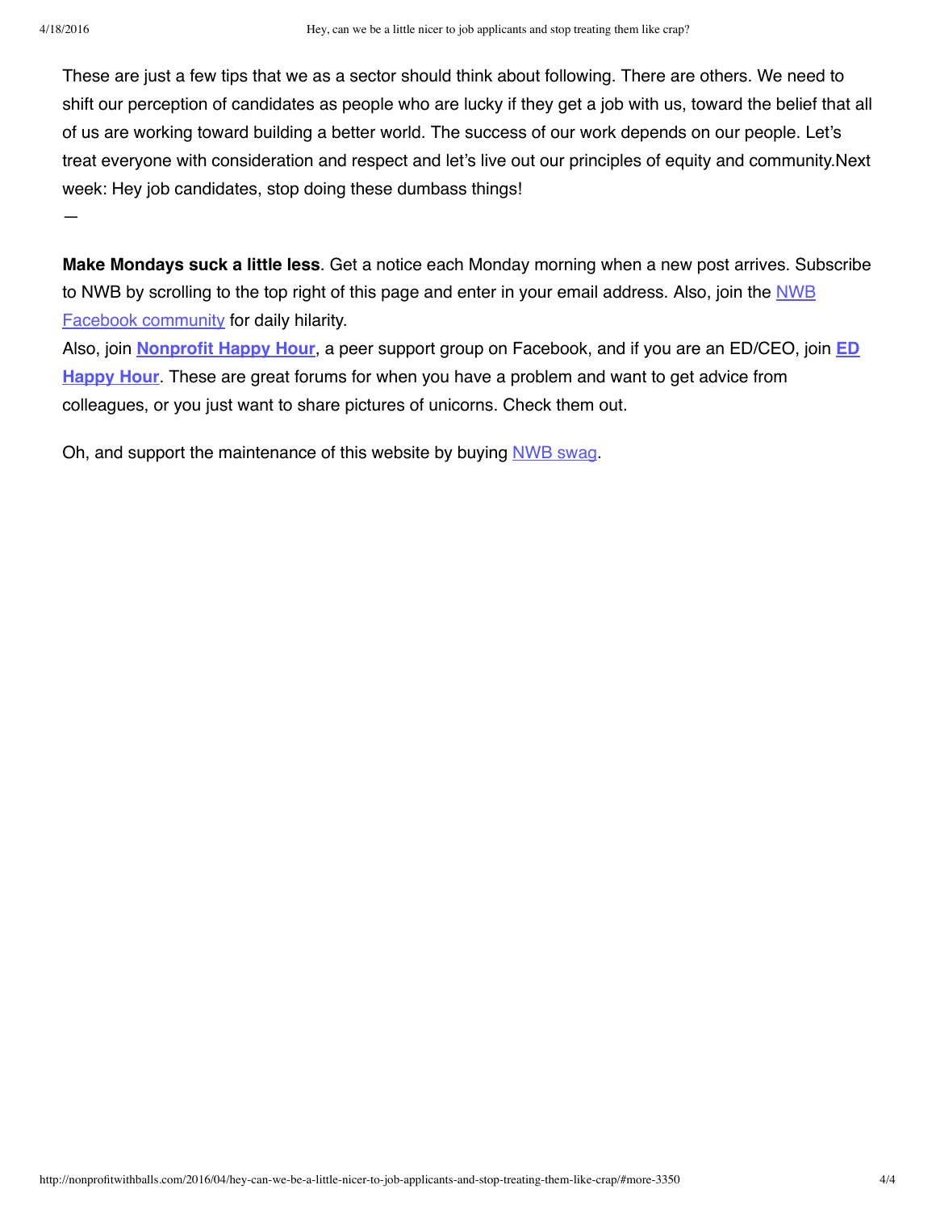These are just a few tips that we as a sector should think about following. There are others. We need to shift our perception of candidates as people who are lucky if they get a job with us, toward the belief that all of us are working toward building a better world. The success of our work depends on our people. Let's treat everyone with consideration and respect and let's live out our principles of equity and community.Next week: Hey job candidates, stop doing these dumbass things!

—

**Make Mondays suck a little less**. Get a notice each Monday morning when a new post arrives. Subscribe to NWB by scrolling to the top right of this page and enter in your email address. Also, join the NWB Facebook community for daily hilarity.

Also, join **Nonprofit Happy Hour**, a peer support group on Facebook, and if you are an ED/CEO, join **ED Happy Hour**. These are great forums for when you have a problem and want to get advice from colleagues, or you just want to share pictures of unicorns. Check them out.

Oh, and support the maintenance of this website by buying NWB swag.